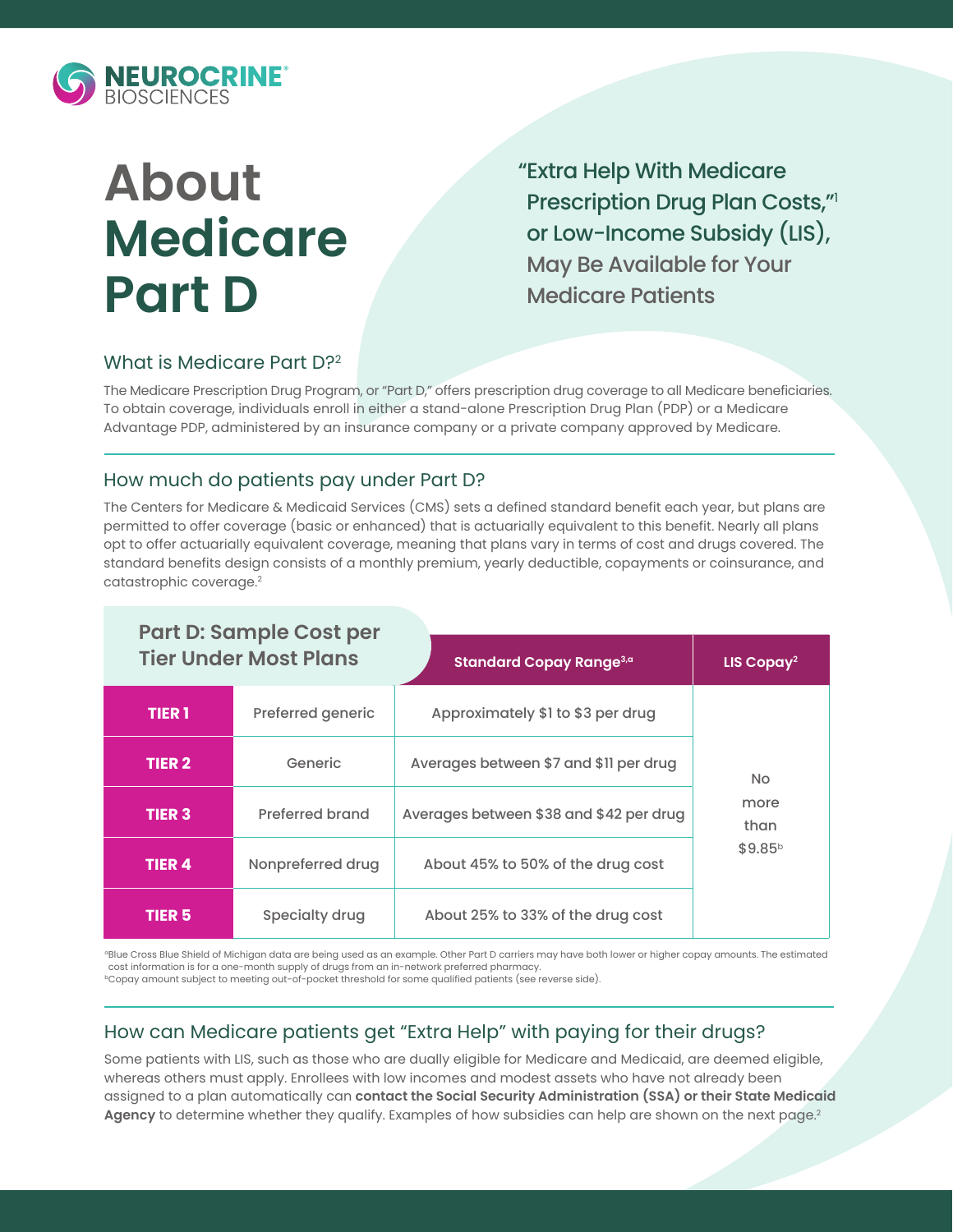NEUROCRINE BIOSCIENCES

# About Medicare Part D

## "Extra Help With Medicare Prescription Drug Plan Costs,"[1] or Low-Income Subsidy (LIS), May Be Available for Your Medicare Patients

### What is Medicare Part D?[2]

The Medicare Prescription Drug Program, or "Part D," offers prescription drug coverage to all Medicare beneficiaries. To obtain coverage, individuals enroll in either a stand-alone Prescription Drug Plan (PDP) or a Medicare Advantage PDP, administered by an insurance company or a private company approved by Medicare.

### How much do patients pay under Part D?

The Centers for Medicare & Medicaid Services (CMS) sets a defined standard benefit each year, but plans are permitted to offer coverage (basic or enhanced) that is actuarially equivalent to this benefit. Nearly all plans opt to offer actuarially equivalent coverage, meaning that plans vary in terms of cost and drugs covered. The standard benefits design consists of a monthly premium, yearly deductible, copayments or coinsurance, and catastrophic coverage.[2]

| Part D: Sample Cost per Tier Under Most Plans | | Standard Copay Range[3,a] | LIS Copay[2] |
|---|---|---|---|
| TIER 1 | Preferred generic | Approximately $1 to $3 per drug | No more than $9.85[b] |
| TIER 2 | Generic | Averages between $7 and $11 per drug | |
| TIER 3 | Preferred brand | Averages between $38 and $42 per drug | |
| TIER 4 | Nonpreferred drug | About 45% to 50% of the drug cost | |
| TIER 5 | Specialty drug | About 25% to 33% of the drug cost | |

[a]Blue Cross Blue Shield of Michigan data are being used as an example. Other Part D carriers may have both lower or higher copay amounts. The estimated cost information is for a one-month supply of drugs from an in-network preferred pharmacy.
[b]Copay amount subject to meeting out-of-pocket threshold for some qualified patients (see reverse side).

### How can Medicare patients get "Extra Help" with paying for their drugs?

Some patients with LIS, such as those who are dually eligible for Medicare and Medicaid, are deemed eligible, whereas others must apply. Enrollees with low incomes and modest assets who have not already been assigned to a plan automatically can **contact the Social Security Administration (SSA) or their State Medicaid Agency** to determine whether they qualify. Examples of how subsidies can help are shown on the next page.[2]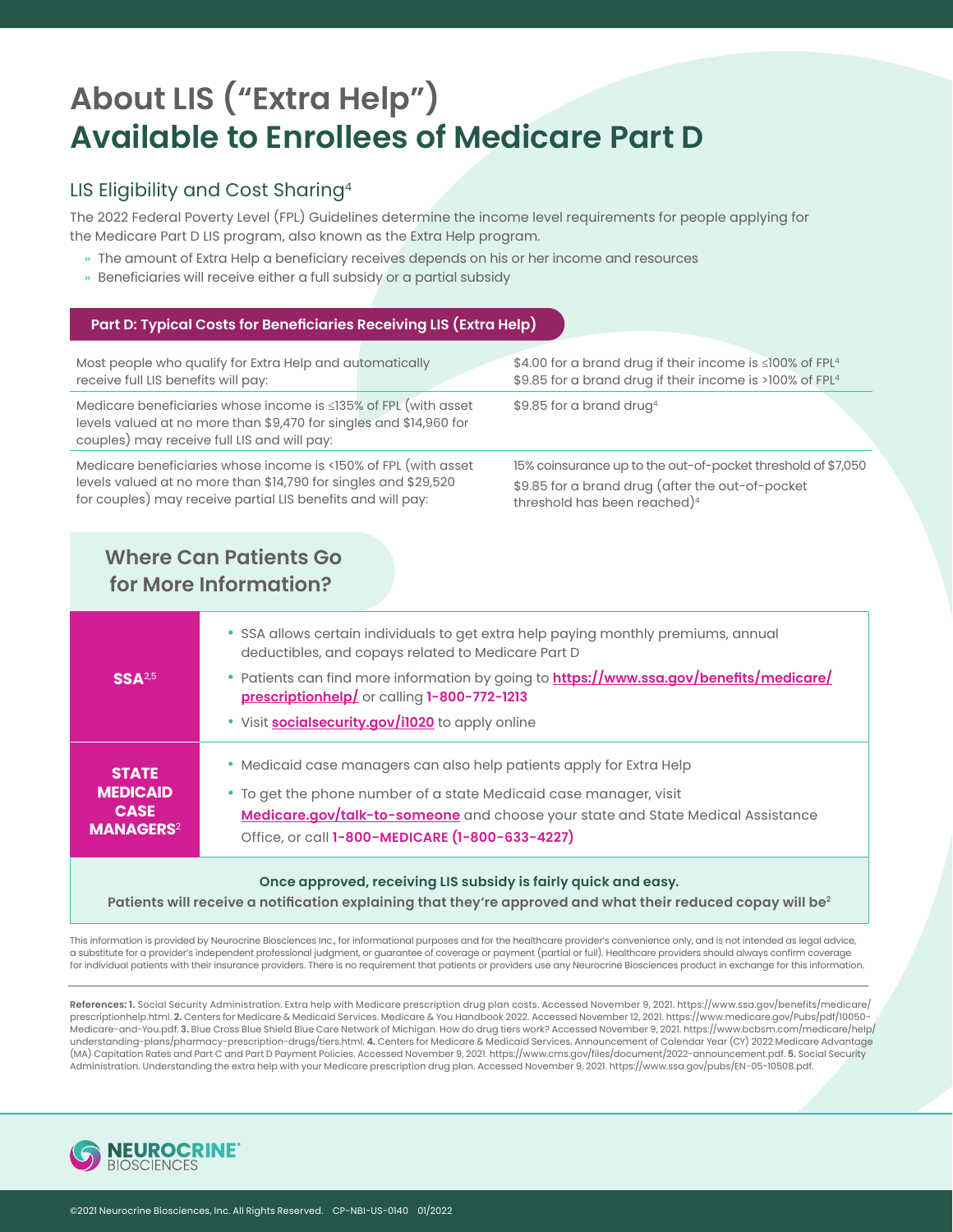# About LIS ("Extra Help") Available to Enrollees of Medicare Part D

## LIS Eligibility and Cost Sharing[4]

The 2022 Federal Poverty Level (FPL) Guidelines determine the income level requirements for people applying for the Medicare Part D LIS program, also known as the Extra Help program.

- The amount of Extra Help a beneficiary receives depends on his or her income and resources
- Beneficiaries will receive either a full subsidy or a partial subsidy

### Part D: Typical Costs for Beneficiaries Receiving LIS (Extra Help)

| | |
|---|---|
| Most people who qualify for Extra Help and automatically receive full LIS benefits will pay: | $4.00 for a brand drug if their income is ≤100% of FPL[4]<br>$9.85 for a brand drug if their income is >100% of FPL[4] |
| Medicare beneficiaries whose income is ≤135% of FPL (with asset levels valued at no more than $9,470 for singles and $14,960 for couples) may receive full LIS and will pay: | $9.85 for a brand drug[4] |
| Medicare beneficiaries whose income is <150% of FPL (with asset levels valued at no more than $14,790 for singles and $29,520 for couples) may receive partial LIS benefits and will pay: | 15% coinsurance up to the out-of-pocket threshold of $7,050<br>$9.85 for a brand drug (after the out-of-pocket threshold has been reached)[4] |

## Where Can Patients Go for More Information?

| | |
|---|---|
| **SSA**[2,5] | • SSA allows certain individuals to get extra help paying monthly premiums, annual deductibles, and copays related to Medicare Part D<br>• Patients can find more information by going to **https://www.ssa.gov/benefits/medicare/prescriptionhelp/** or calling **1-800-772-1213**<br>• Visit **socialsecurity.gov/i1020** to apply online |
| **STATE MEDICAID CASE MANAGERS**[2] | • Medicaid case managers can also help patients apply for Extra Help<br>• To get the phone number of a state Medicaid case manager, visit **Medicare.gov/talk-to-someone** and choose your state and State Medical Assistance Office, or call **1-800-MEDICARE (1-800-633-4227)** |

**Once approved, receiving LIS subsidy is fairly quick and easy.**

**Patients will receive a notification explaining that they're approved and what their reduced copay will be**[2]

This information is provided by Neurocrine Biosciences Inc., for informational purposes and for the healthcare provider's convenience only, and is not intended as legal advice, a substitute for a provider's independent professional judgment, or guarantee of coverage or payment (partial or full). Healthcare providers should always confirm coverage for individual patients with their insurance providers. There is no requirement that patients or providers use any Neurocrine Biosciences product in exchange for this information.

**References: 1.** Social Security Administration. Extra help with Medicare prescription drug plan costs. Accessed November 9, 2021. https://www.ssa.gov/benefits/medicare/prescriptionhelp.html. **2.** Centers for Medicare & Medicaid Services. Medicare & You Handbook 2022. Accessed November 12, 2021. https://www.medicare.gov/Pubs/pdf/10050-Medicare-and-You.pdf. **3.** Blue Cross Blue Shield Blue Care Network of Michigan. How do drug tiers work? Accessed November 9, 2021. https://www.bcbsm.com/medicare/help/understanding-plans/pharmacy-prescription-drugs/tiers.html. **4.** Centers for Medicare & Medicaid Services. Announcement of Calendar Year (CY) 2022 Medicare Advantage (MA) Capitation Rates and Part C and Part D Payment Policies. Accessed November 9, 2021. https://www.cms.gov/files/document/2022-announcement.pdf. **5.** Social Security Administration. Understanding the extra help with your Medicare prescription drug plan. Accessed November 9, 2021. https://www.ssa.gov/pubs/EN-05-10508.pdf.

NEUROCRINE® BIOSCIENCES

©2021 Neurocrine Biosciences, Inc. All Rights Reserved. CP-NBI-US-0140 01/2022